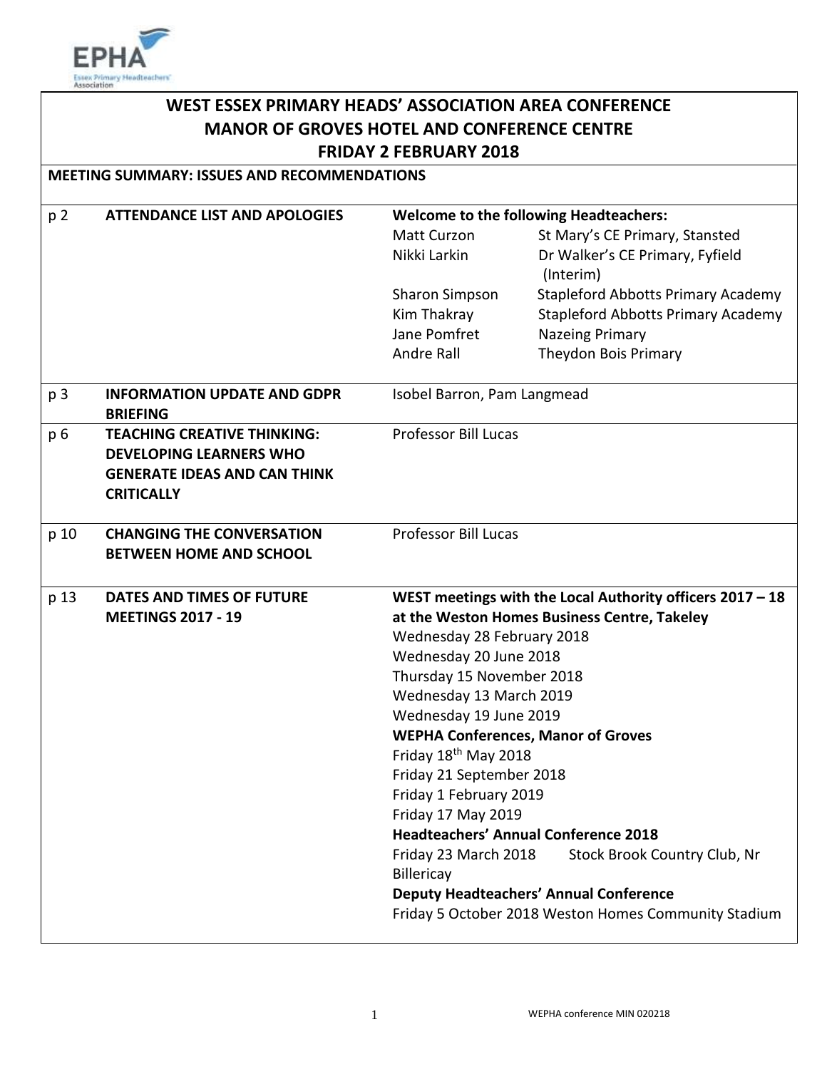# WEST ESSEX PRIMARY HEADS' ASSOCIATION AREA CONFERENCE
## MANOR OF GROVES HOTEL AND CONFERENCE CENTRE
## FRIDAY 2 FEBRUARY 2018

**MEETING SUMMARY: ISSUES AND RECOMMENDATIONS**

| | | |
|---|---|---|
| p 2 | **ATTENDANCE LIST AND APOLOGIES** | **Welcome to the following Headteachers:**<br>Matt Curzon — St Mary's CE Primary, Stansted<br>Nikki Larkin — Dr Walker's CE Primary, Fyfield (Interim)<br>Sharon Simpson — Stapleford Abbotts Primary Academy<br>Kim Thakray — Stapleford Abbotts Primary Academy<br>Jane Pomfret — Nazeing Primary<br>Andre Rall — Theydon Bois Primary |
| p 3 | **INFORMATION UPDATE AND GDPR BRIEFING** | Isobel Barron, Pam Langmead |
| p 6 | **TEACHING CREATIVE THINKING: DEVELOPING LEARNERS WHO GENERATE IDEAS AND CAN THINK CRITICALLY** | Professor Bill Lucas |
| p 10 | **CHANGING THE CONVERSATION BETWEEN HOME AND SCHOOL** | Professor Bill Lucas |
| p 13 | **DATES AND TIMES OF FUTURE MEETINGS 2017 - 19** | **WEST meetings with the Local Authority officers 2017 – 18 at the Weston Homes Business Centre, Takeley**<br>Wednesday 28 February 2018<br>Wednesday 20 June 2018<br>Thursday 15 November 2018<br>Wednesday 13 March 2019<br>Wednesday 19 June 2019<br>**WEPHA Conferences, Manor of Groves**<br>Friday 18th May 2018<br>Friday 21 September 2018<br>Friday 1 February 2019<br>Friday 17 May 2019<br>**Headteachers' Annual Conference 2018**<br>Friday 23 March 2018 Stock Brook Country Club, Nr Billericay<br>**Deputy Headteachers' Annual Conference**<br>Friday 5 October 2018 Weston Homes Community Stadium |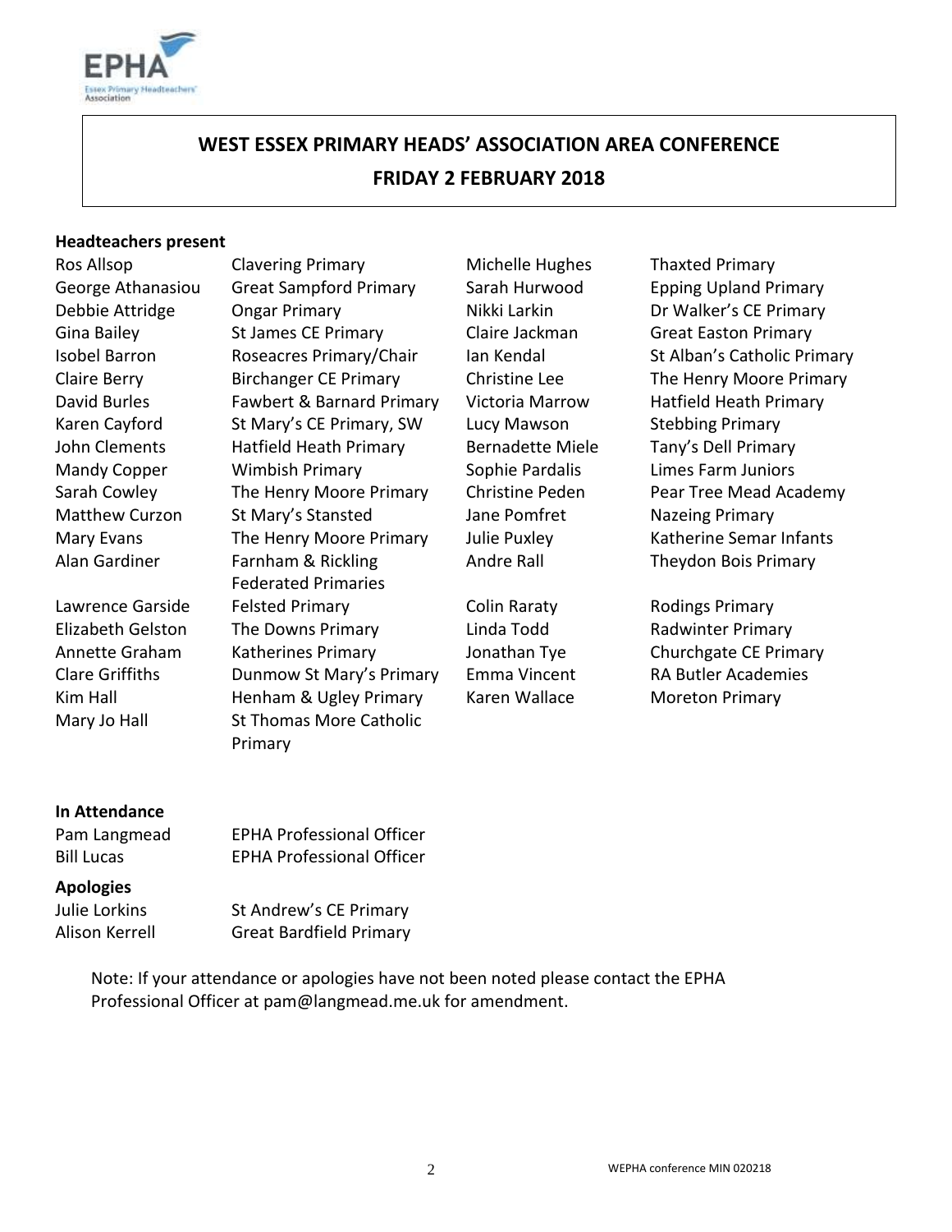# WEST ESSEX PRIMARY HEADS' ASSOCIATION AREA CONFERENCE

## FRIDAY 2 FEBRUARY 2018

**Headteachers present**

| | |
|---|---|
| Ros Allsop | Clavering Primary |
| George Athanasiou | Great Sampford Primary |
| Debbie Attridge | Ongar Primary |
| Gina Bailey | St James CE Primary |
| Isobel Barron | Roseacres Primary/Chair |
| Claire Berry | Birchanger CE Primary |
| David Burles | Fawbert & Barnard Primary |
| Karen Cayford | St Mary's CE Primary, SW |
| John Clements | Hatfield Heath Primary |
| Mandy Copper | Wimbish Primary |
| Sarah Cowley | The Henry Moore Primary |
| Matthew Curzon | St Mary's Stansted |
| Mary Evans | The Henry Moore Primary |
| Alan Gardiner | Farnham & Rickling Federated Primaries |
| Lawrence Garside | Felsted Primary |
| Elizabeth Gelston | The Downs Primary |
| Annette Graham | Katherines Primary |
| Clare Griffiths | Dunmow St Mary's Primary |
| Kim Hall | Henham & Ugley Primary |
| Mary Jo Hall | St Thomas More Catholic Primary |
| Michelle Hughes | Thaxted Primary |
| Sarah Hurwood | Epping Upland Primary |
| Nikki Larkin | Dr Walker's CE Primary |
| Claire Jackman | Great Easton Primary |
| Ian Kendal | St Alban's Catholic Primary |
| Christine Lee | The Henry Moore Primary |
| Victoria Marrow | Hatfield Heath Primary |
| Lucy Mawson | Stebbing Primary |
| Bernadette Miele | Tany's Dell Primary |
| Sophie Pardalis | Limes Farm Juniors |
| Christine Peden | Pear Tree Mead Academy |
| Jane Pomfret | Nazeing Primary |
| Julie Puxley | Katherine Semar Infants |
| Andre Rall | Theydon Bois Primary |
| Colin Raraty | Rodings Primary |
| Linda Todd | Radwinter Primary |
| Jonathan Tye | Churchgate CE Primary |
| Emma Vincent | RA Butler Academies |
| Karen Wallace | Moreton Primary |

**In Attendance**

| | |
|---|---|
| Pam Langmead | EPHA Professional Officer |
| Bill Lucas | EPHA Professional Officer |

**Apologies**

| | |
|---|---|
| Julie Lorkins | St Andrew's CE Primary |
| Alison Kerrell | Great Bardfield Primary |

Note: If your attendance or apologies have not been noted please contact the EPHA Professional Officer at pam@langmead.me.uk for amendment.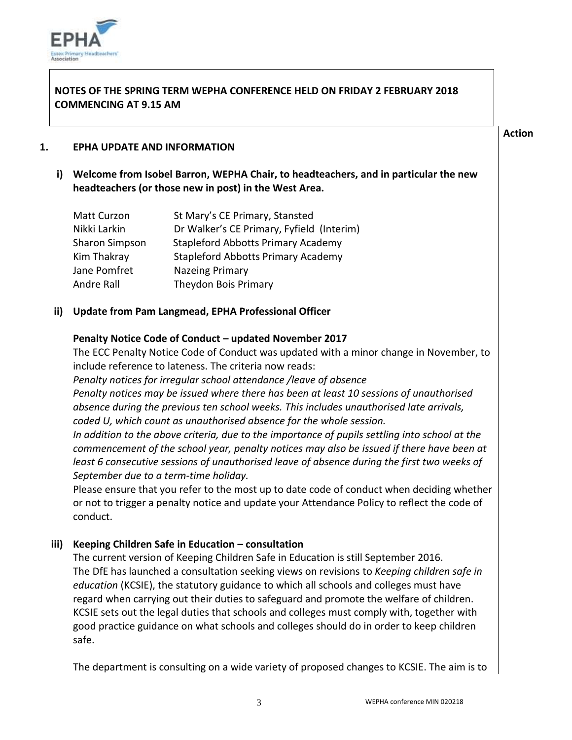**NOTES OF THE SPRING TERM WEPHA CONFERENCE HELD ON FRIDAY 2 FEBRUARY 2018 COMMENCING AT 9.15 AM**

**Action**

## 1. EPHA UPDATE AND INFORMATION

### i) Welcome from Isobel Barron, WEPHA Chair, to headteachers, and in particular the new headteachers (or those new in post) in the West Area.

| | |
|---|---|
| Matt Curzon | St Mary's CE Primary, Stansted |
| Nikki Larkin | Dr Walker's CE Primary, Fyfield (Interim) |
| Sharon Simpson | Stapleford Abbotts Primary Academy |
| Kim Thakray | Stapleford Abbotts Primary Academy |
| Jane Pomfret | Nazeing Primary |
| Andre Rall | Theydon Bois Primary |

### ii) Update from Pam Langmead, EPHA Professional Officer

**Penalty Notice Code of Conduct – updated November 2017**

The ECC Penalty Notice Code of Conduct was updated with a minor change in November, to include reference to lateness. The criteria now reads:

*Penalty notices for irregular school attendance /leave of absence*

*Penalty notices may be issued where there has been at least 10 sessions of unauthorised absence during the previous ten school weeks. This includes unauthorised late arrivals, coded U, which count as unauthorised absence for the whole session.*

*In addition to the above criteria, due to the importance of pupils settling into school at the commencement of the school year, penalty notices may also be issued if there have been at least 6 consecutive sessions of unauthorised leave of absence during the first two weeks of September due to a term-time holiday.*

Please ensure that you refer to the most up to date code of conduct when deciding whether or not to trigger a penalty notice and update your Attendance Policy to reflect the code of conduct.

### iii) Keeping Children Safe in Education – consultation

The current version of Keeping Children Safe in Education is still September 2016. The DfE has launched a consultation seeking views on revisions to *Keeping children safe in education* (KCSIE), the statutory guidance to which all schools and colleges must have regard when carrying out their duties to safeguard and promote the welfare of children. KCSIE sets out the legal duties that schools and colleges must comply with, together with good practice guidance on what schools and colleges should do in order to keep children safe.

The department is consulting on a wide variety of proposed changes to KCSIE. The aim is to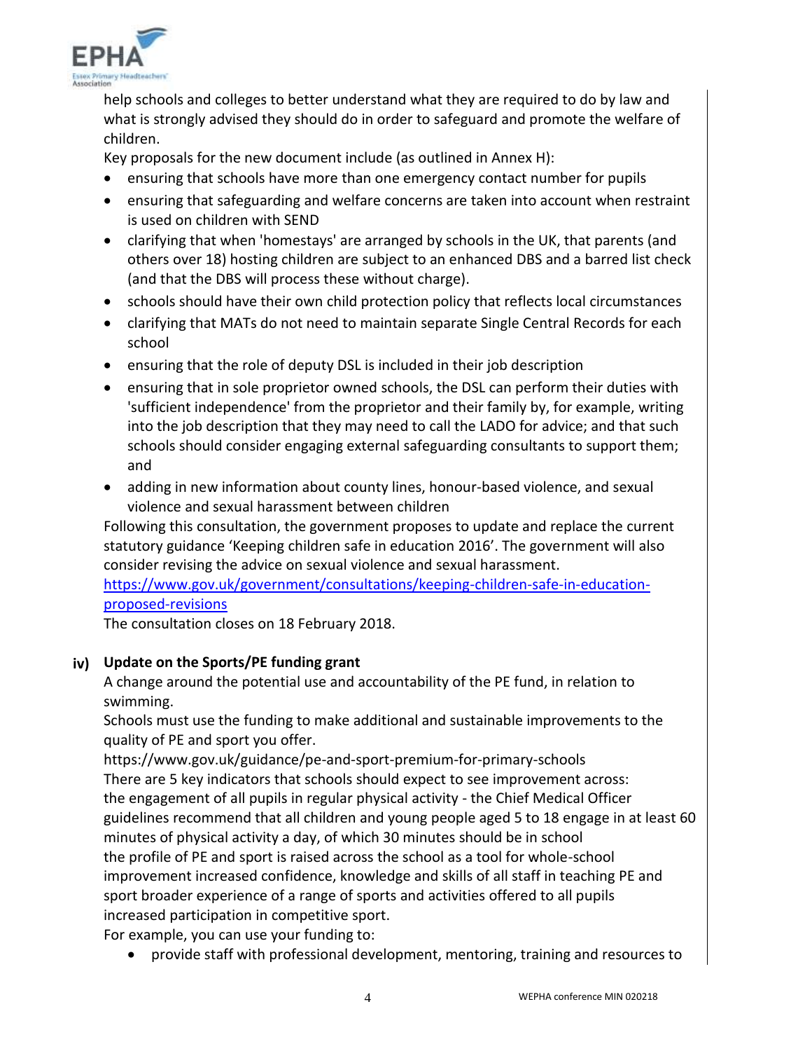help schools and colleges to better understand what they are required to do by law and what is strongly advised they should do in order to safeguard and promote the welfare of children.

Key proposals for the new document include (as outlined in Annex H):

- ensuring that schools have more than one emergency contact number for pupils
- ensuring that safeguarding and welfare concerns are taken into account when restraint is used on children with SEND
- clarifying that when 'homestays' are arranged by schools in the UK, that parents (and others over 18) hosting children are subject to an enhanced DBS and a barred list check (and that the DBS will process these without charge).
- schools should have their own child protection policy that reflects local circumstances
- clarifying that MATs do not need to maintain separate Single Central Records for each school
- ensuring that the role of deputy DSL is included in their job description
- ensuring that in sole proprietor owned schools, the DSL can perform their duties with 'sufficient independence' from the proprietor and their family by, for example, writing into the job description that they may need to call the LADO for advice; and that such schools should consider engaging external safeguarding consultants to support them; and
- adding in new information about county lines, honour-based violence, and sexual violence and sexual harassment between children

Following this consultation, the government proposes to update and replace the current statutory guidance 'Keeping children safe in education 2016'. The government will also consider revising the advice on sexual violence and sexual harassment.

https://www.gov.uk/government/consultations/keeping-children-safe-in-education-proposed-revisions

The consultation closes on 18 February 2018.

**iv) Update on the Sports/PE funding grant**

A change around the potential use and accountability of the PE fund, in relation to swimming.

Schools must use the funding to make additional and sustainable improvements to the quality of PE and sport you offer.

https://www.gov.uk/guidance/pe-and-sport-premium-for-primary-schools

There are 5 key indicators that schools should expect to see improvement across:
the engagement of all pupils in regular physical activity - the Chief Medical Officer guidelines recommend that all children and young people aged 5 to 18 engage in at least 60 minutes of physical activity a day, of which 30 minutes should be in school
the profile of PE and sport is raised across the school as a tool for whole-school improvement increased confidence, knowledge and skills of all staff in teaching PE and sport broader experience of a range of sports and activities offered to all pupils
increased participation in competitive sport.

For example, you can use your funding to:

- provide staff with professional development, mentoring, training and resources to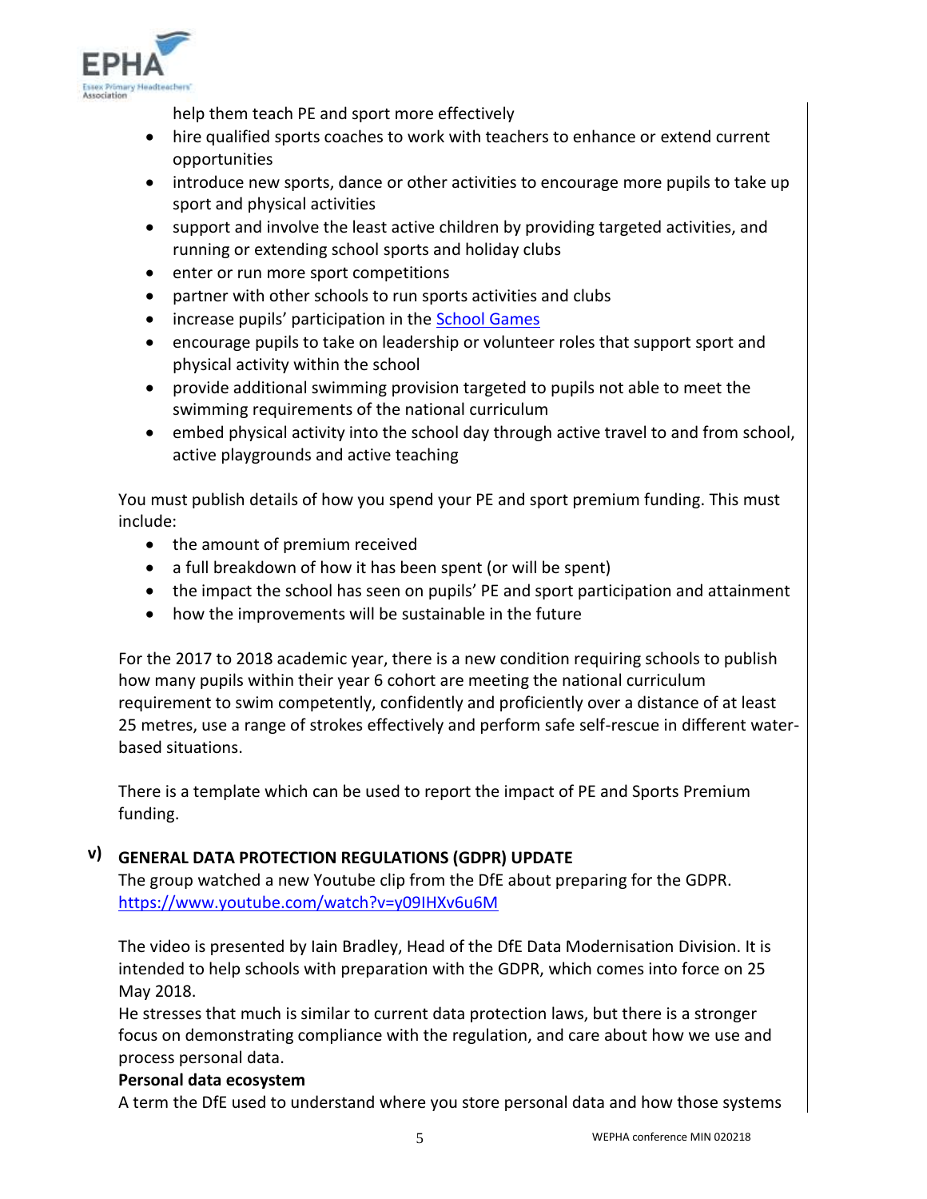help them teach PE and sport more effectively

- hire qualified sports coaches to work with teachers to enhance or extend current opportunities
- introduce new sports, dance or other activities to encourage more pupils to take up sport and physical activities
- support and involve the least active children by providing targeted activities, and running or extending school sports and holiday clubs
- enter or run more sport competitions
- partner with other schools to run sports activities and clubs
- increase pupils' participation in the [School Games]
- encourage pupils to take on leadership or volunteer roles that support sport and physical activity within the school
- provide additional swimming provision targeted to pupils not able to meet the swimming requirements of the national curriculum
- embed physical activity into the school day through active travel to and from school, active playgrounds and active teaching

You must publish details of how you spend your PE and sport premium funding. This must include:

- the amount of premium received
- a full breakdown of how it has been spent (or will be spent)
- the impact the school has seen on pupils' PE and sport participation and attainment
- how the improvements will be sustainable in the future

For the 2017 to 2018 academic year, there is a new condition requiring schools to publish how many pupils within their year 6 cohort are meeting the national curriculum requirement to swim competently, confidently and proficiently over a distance of at least 25 metres, use a range of strokes effectively and perform safe self-rescue in different water-based situations.

There is a template which can be used to report the impact of PE and Sports Premium funding.

## v) GENERAL DATA PROTECTION REGULATIONS (GDPR) UPDATE

The group watched a new Youtube clip from the DfE about preparing for the GDPR.
https://www.youtube.com/watch?v=y09IHXv6u6M

The video is presented by Iain Bradley, Head of the DfE Data Modernisation Division. It is intended to help schools with preparation with the GDPR, which comes into force on 25 May 2018.
He stresses that much is similar to current data protection laws, but there is a stronger focus on demonstrating compliance with the regulation, and care about how we use and process personal data.

**Personal data ecosystem**

A term the DfE used to understand where you store personal data and how those systems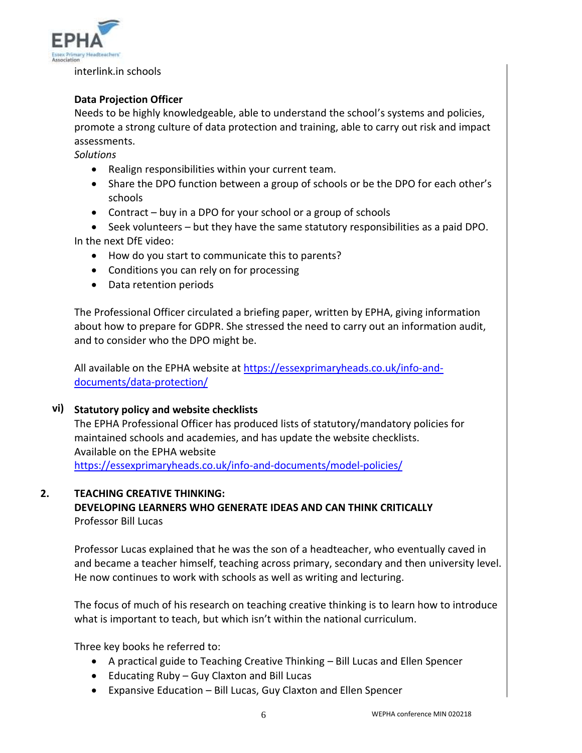interlink.in schools

**Data Projection Officer**

Needs to be highly knowledgeable, able to understand the school's systems and policies, promote a strong culture of data protection and training, able to carry out risk and impact assessments.

*Solutions*

- Realign responsibilities within your current team.
- Share the DPO function between a group of schools or be the DPO for each other's schools
- Contract – buy in a DPO for your school or a group of schools
- Seek volunteers – but they have the same statutory responsibilities as a paid DPO.

In the next DfE video:

- How do you start to communicate this to parents?
- Conditions you can rely on for processing
- Data retention periods

The Professional Officer circulated a briefing paper, written by EPHA, giving information about how to prepare for GDPR. She stressed the need to carry out an information audit, and to consider who the DPO might be.

All available on the EPHA website at https://essexprimaryheads.co.uk/info-and-documents/data-protection/

**vi) Statutory policy and website checklists**

The EPHA Professional Officer has produced lists of statutory/mandatory policies for maintained schools and academies, and has update the website checklists.
Available on the EPHA website
https://essexprimaryheads.co.uk/info-and-documents/model-policies/

## 2. TEACHING CREATIVE THINKING: DEVELOPING LEARNERS WHO GENERATE IDEAS AND CAN THINK CRITICALLY

Professor Bill Lucas

Professor Lucas explained that he was the son of a headteacher, who eventually caved in and became a teacher himself, teaching across primary, secondary and then university level. He now continues to work with schools as well as writing and lecturing.

The focus of much of his research on teaching creative thinking is to learn how to introduce what is important to teach, but which isn't within the national curriculum.

Three key books he referred to:

- A practical guide to Teaching Creative Thinking – Bill Lucas and Ellen Spencer
- Educating Ruby – Guy Claxton and Bill Lucas
- Expansive Education – Bill Lucas, Guy Claxton and Ellen Spencer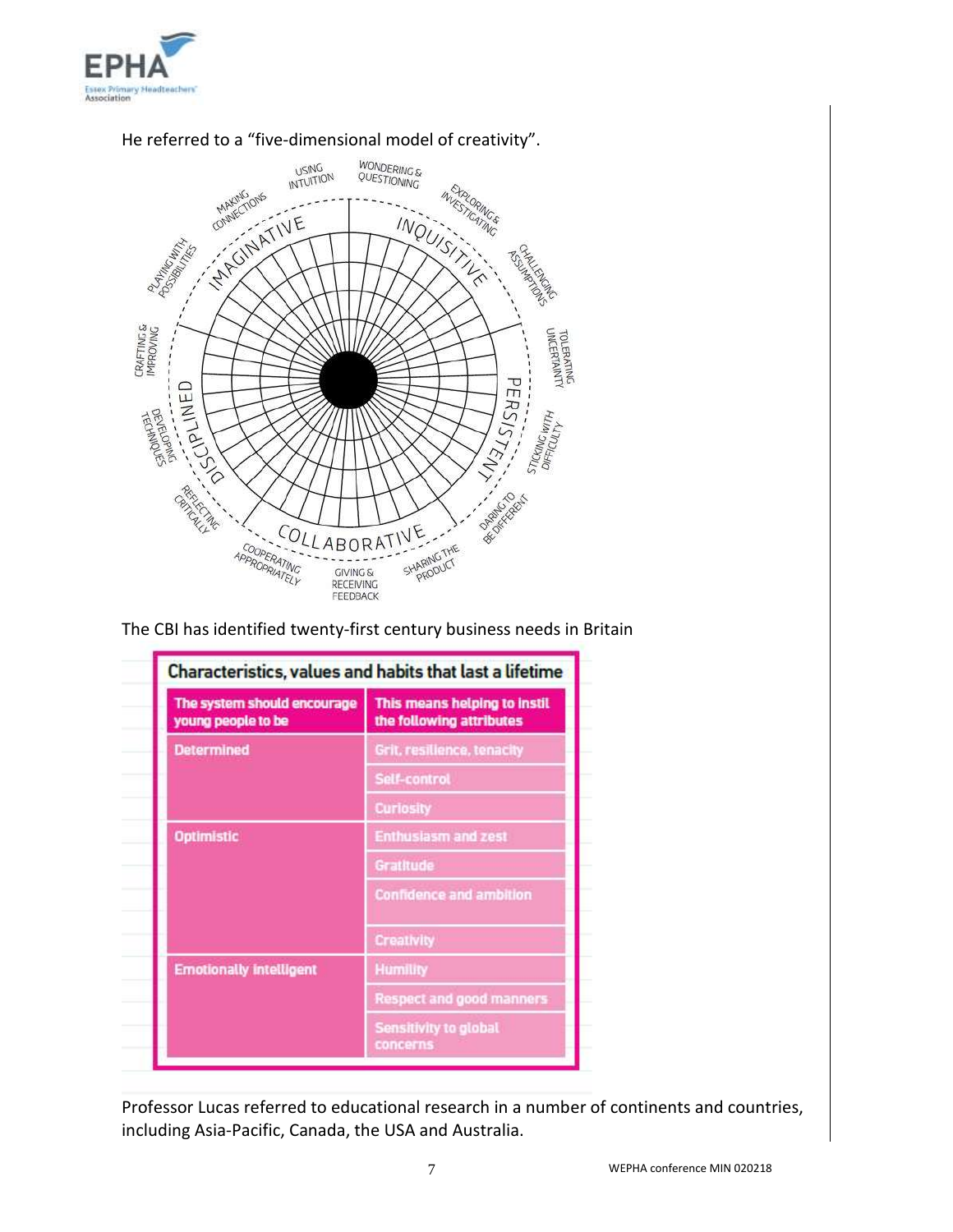He referred to a "five-dimensional model of creativity".

INQUISITIVE: WONDERING & QUESTIONING; EXPLORING & INVESTIGATING; CHALLENGING ASSUMPTIONS

PERSISTENT: TOLERATING UNCERTAINTY; STICKING WITH DIFFICULTY; DARING TO BE DIFFERENT

COLLABORATIVE: SHARING THE PRODUCT; GIVING & RECEIVING FEEDBACK; COOPERATING APPROPRIATELY

DISCIPLINED: REFLECTING CRITICALLY; DEVELOPING TECHNIQUES; CRAFTING & IMPROVING

IMAGINATIVE: PLAYING WITH POSSIBILITIES; MAKING CONNECTIONS; USING INTUITION

The CBI has identified twenty-first century business needs in Britain

**Characteristics, values and habits that last a lifetime**

| The system should encourage young people to be | This means helping to instil the following attributes |
| --- | --- |
| Determined | Grit, resilience, tenacity |
| | Self-control |
| | Curiosity |
| Optimistic | Enthusiasm and zest |
| | Gratitude |
| | Confidence and ambition |
| | Creativity |
| Emotionally intelligent | Humility |
| | Respect and good manners |
| | Sensitivity to global concerns |

Professor Lucas referred to educational research in a number of continents and countries, including Asia-Pacific, Canada, the USA and Australia.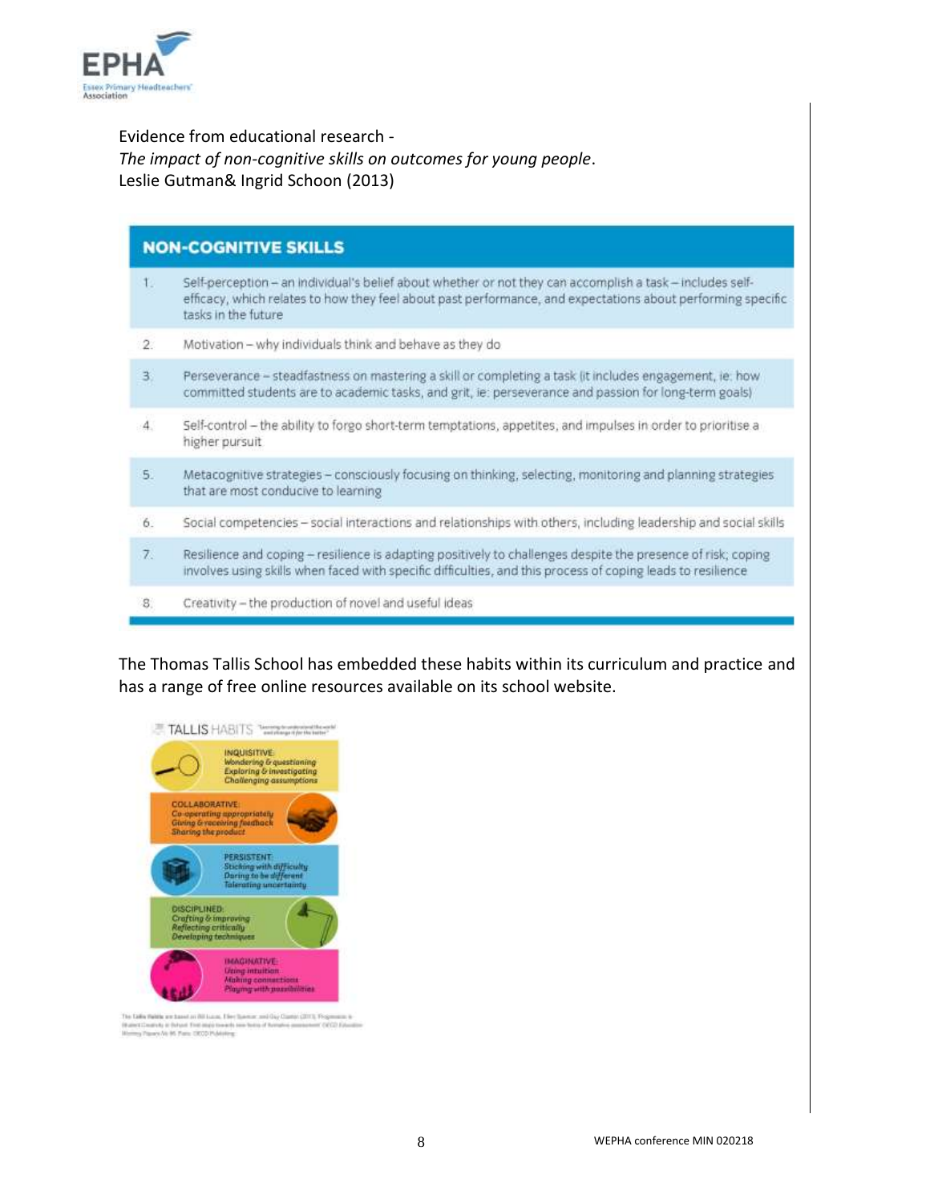Evidence from educational research -
*The impact of non-cognitive skills on outcomes for young people*.
Leslie Gutman& Ingrid Schoon (2013)

| NON-COGNITIVE SKILLS | |
|---|---|
| 1. | Self-perception – an individual's belief about whether or not they can accomplish a task – includes self-efficacy, which relates to how they feel about past performance, and expectations about performing specific tasks in the future |
| 2. | Motivation – why individuals think and behave as they do |
| 3. | Perseverance – steadfastness on mastering a skill or completing a task (it includes engagement, ie: how committed students are to academic tasks, and grit, ie: perseverance and passion for long-term goals) |
| 4. | Self-control – the ability to forgo short-term temptations, appetites, and impulses in order to prioritise a higher pursuit |
| 5. | Metacognitive strategies – consciously focusing on thinking, selecting, monitoring and planning strategies that are most conducive to learning |
| 6. | Social competencies – social interactions and relationships with others, including leadership and social skills |
| 7. | Resilience and coping – resilience is adapting positively to challenges despite the presence of risk; coping involves using skills when faced with specific difficulties, and this process of coping leads to resilience |
| 8. | Creativity – the production of novel and useful ideas |

The Thomas Tallis School has embedded these habits within its curriculum and practice and has a range of free online resources available on its school website.

TALLIS HABITS

INQUISITIVE:
Wondering & questioning
Exploring & investigating
Challenging assumptions

COLLABORATIVE:
Co-operating appropriately
Giving & receiving feedback
Sharing the product

PERSISTENT:
Sticking with difficulty
Daring to be different
Tolerating uncertainty

DISCIPLINED:
Crafting & improving
Reflecting critically
Developing techniques

IMAGINATIVE:
Using intuition
Making connections
Playing with possibilities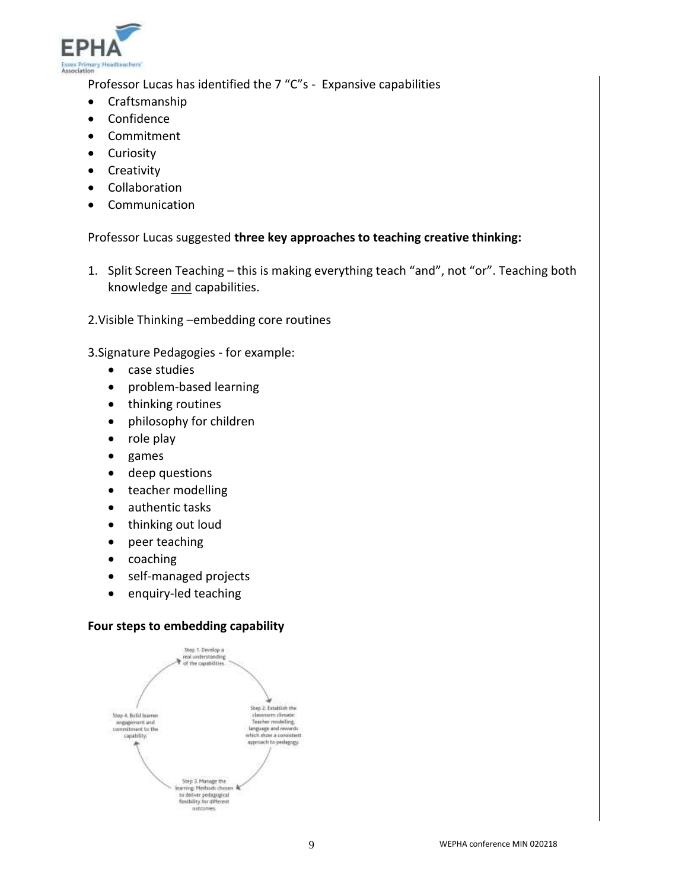Professor Lucas has identified the 7 "C"s - Expansive capabilities

- Craftsmanship
- Confidence
- Commitment
- Curiosity
- Creativity
- Collaboration
- Communication

Professor Lucas suggested **three key approaches to teaching creative thinking:**

1. Split Screen Teaching – this is making everything teach "and", not "or". Teaching both knowledge and capabilities.

2. Visible Thinking –embedding core routines

3. Signature Pedagogies - for example:
   - case studies
   - problem-based learning
   - thinking routines
   - philosophy for children
   - role play
   - games
   - deep questions
   - teacher modelling
   - authentic tasks
   - thinking out loud
   - peer teaching
   - coaching
   - self-managed projects
   - enquiry-led teaching

**Four steps to embedding capability**

Step 1. Develop a real understanding of the capabilities.

Step 2. Establish the classroom climate: Teacher modelling, language and rewards which show a consistent approach to pedagogy.

Step 3. Manage the learning: Methods chosen to deliver pedagogical flexibility for different outcomes.

Step 4. Build learner engagement and commitment to the capability.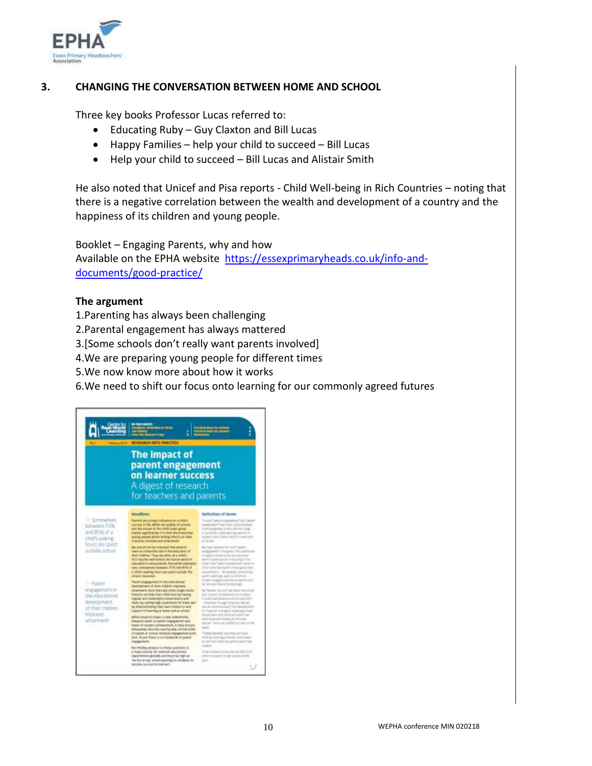## 3. CHANGING THE CONVERSATION BETWEEN HOME AND SCHOOL

Three key books Professor Lucas referred to:

- Educating Ruby – Guy Claxton and Bill Lucas
- Happy Families – help your child to succeed – Bill Lucas
- Help your child to succeed – Bill Lucas and Alistair Smith

He also noted that Unicef and Pisa reports - Child Well-being in Rich Countries – noting that there is a negative correlation between the wealth and development of a country and the happiness of its children and young people.

Booklet – Engaging Parents, why and how
Available on the EPHA website [https://essexprimaryheads.co.uk/info-and-documents/good-practice/](https://essexprimaryheads.co.uk/info-and-documents/good-practice/)

**The argument**

1.Parenting has always been challenging
2.Parental engagement has always mattered
3.[Some schools don't really want parents involved]
4.We are preparing young people for different times
5.We now know more about how it works
6.We need to shift our focus onto learning for our commonly agreed futures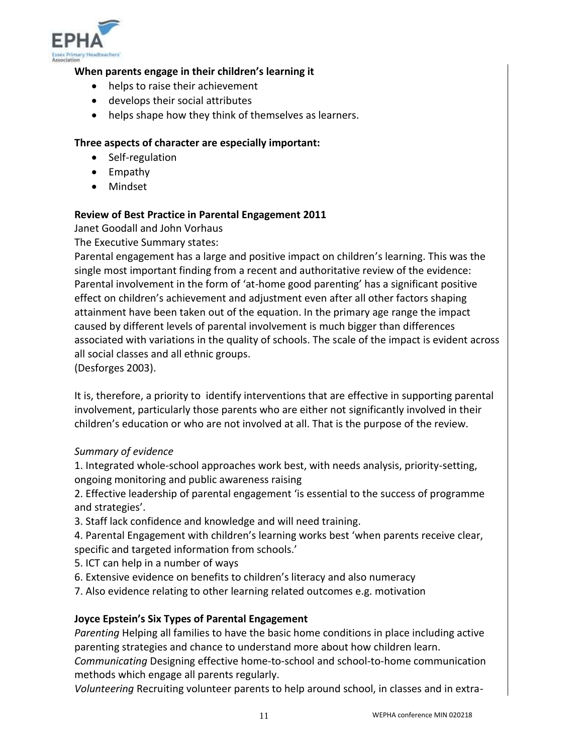**When parents engage in their children's learning it**

- helps to raise their achievement
- develops their social attributes
- helps shape how they think of themselves as learners.

**Three aspects of character are especially important:**

- Self-regulation
- Empathy
- Mindset

**Review of Best Practice in Parental Engagement 2011**

Janet Goodall and John Vorhaus

The Executive Summary states:

Parental engagement has a large and positive impact on children's learning. This was the single most important finding from a recent and authoritative review of the evidence: Parental involvement in the form of 'at-home good parenting' has a significant positive effect on children's achievement and adjustment even after all other factors shaping attainment have been taken out of the equation. In the primary age range the impact caused by different levels of parental involvement is much bigger than differences associated with variations in the quality of schools. The scale of the impact is evident across all social classes and all ethnic groups.

(Desforges 2003).

It is, therefore, a priority to identify interventions that are effective in supporting parental involvement, particularly those parents who are either not significantly involved in their children's education or who are not involved at all. That is the purpose of the review.

*Summary of evidence*

1. Integrated whole-school approaches work best, with needs analysis, priority-setting, ongoing monitoring and public awareness raising
2. Effective leadership of parental engagement 'is essential to the success of programme and strategies'.
3. Staff lack confidence and knowledge and will need training.
4. Parental Engagement with children's learning works best 'when parents receive clear, specific and targeted information from schools.'
5. ICT can help in a number of ways
6. Extensive evidence on benefits to children's literacy and also numeracy
7. Also evidence relating to other learning related outcomes e.g. motivation

**Joyce Epstein's Six Types of Parental Engagement**

*Parenting* Helping all families to have the basic home conditions in place including active parenting strategies and chance to understand more about how children learn.

*Communicating* Designing effective home-to-school and school-to-home communication methods which engage all parents regularly.

*Volunteering* Recruiting volunteer parents to help around school, in classes and in extra-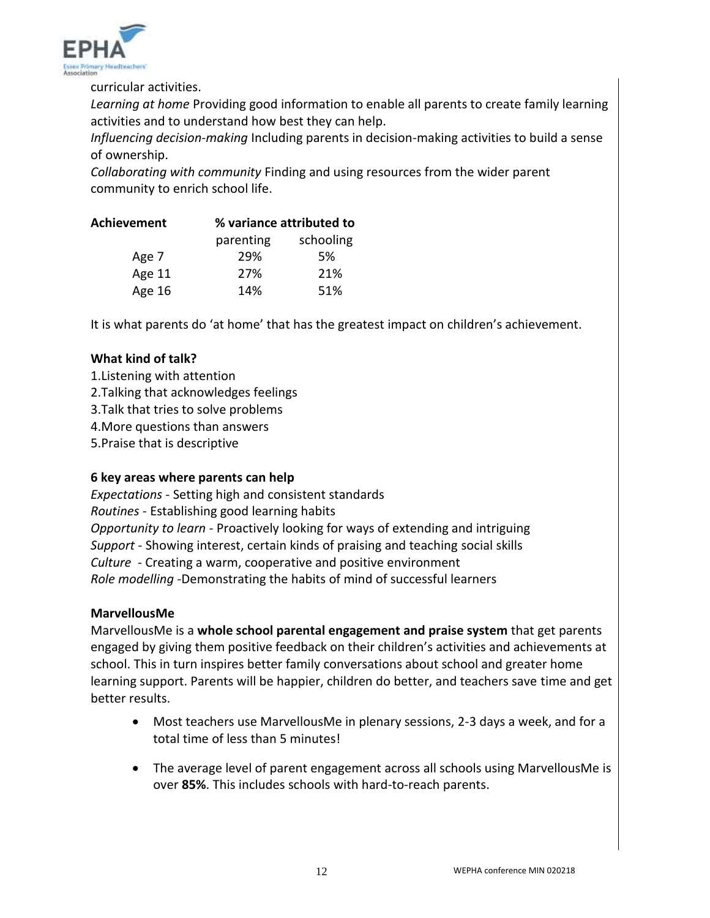curricular activities.

*Learning at home* Providing good information to enable all parents to create family learning activities and to understand how best they can help.

*Influencing decision-making* Including parents in decision-making activities to build a sense of ownership.

*Collaborating with community* Finding and using resources from the wider parent community to enrich school life.

| **Achievement** | **% variance attributed to** | |
|---|---|---|
| | parenting | schooling |
| Age 7 | 29% | 5% |
| Age 11 | 27% | 21% |
| Age 16 | 14% | 51% |

It is what parents do 'at home' that has the greatest impact on children's achievement.

**What kind of talk?**

1. Listening with attention
2. Talking that acknowledges feelings
3. Talk that tries to solve problems
4. More questions than answers
5. Praise that is descriptive

**6 key areas where parents can help**

*Expectations* - Setting high and consistent standards
*Routines* - Establishing good learning habits
*Opportunity to learn* - Proactively looking for ways of extending and intriguing
*Support* - Showing interest, certain kinds of praising and teaching social skills
*Culture* - Creating a warm, cooperative and positive environment
*Role modelling* -Demonstrating the habits of mind of successful learners

**MarvellousMe**

MarvellousMe is a **whole school parental engagement and praise system** that get parents engaged by giving them positive feedback on their children's activities and achievements at school. This in turn inspires better family conversations about school and greater home learning support. Parents will be happier, children do better, and teachers save time and get better results.

- Most teachers use MarvellousMe in plenary sessions, 2-3 days a week, and for a total time of less than 5 minutes!
- The average level of parent engagement across all schools using MarvellousMe is over **85%**. This includes schools with hard-to-reach parents.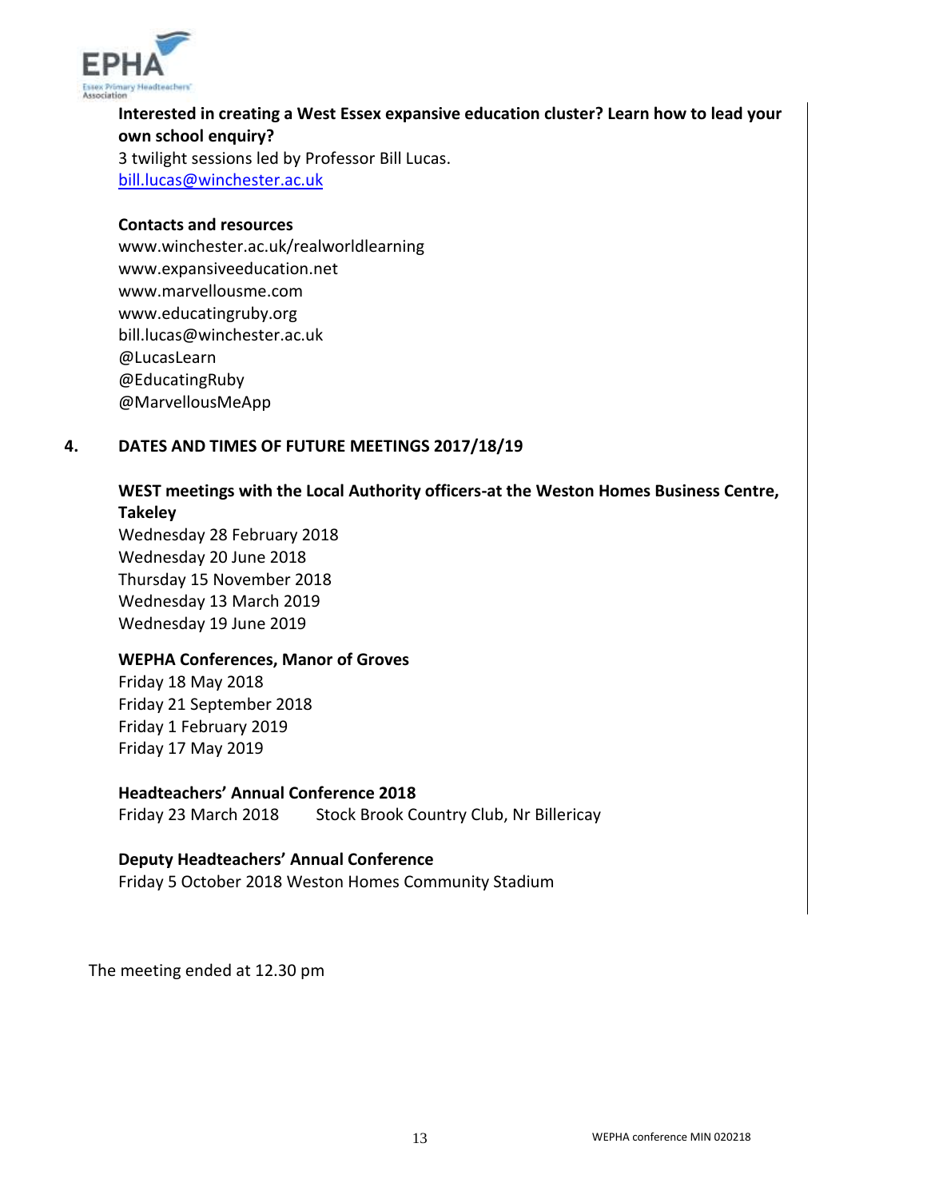**Interested in creating a West Essex expansive education cluster? Learn how to lead your own school enquiry?**
3 twilight sessions led by Professor Bill Lucas.
bill.lucas@winchester.ac.uk

**Contacts and resources**
www.winchester.ac.uk/realworldlearning
www.expansiveeducation.net
www.marvellousme.com
www.educatingruby.org
bill.lucas@winchester.ac.uk
@LucasLearn
@EducatingRuby
@MarvellousMeApp

## 4. DATES AND TIMES OF FUTURE MEETINGS 2017/18/19

**WEST meetings with the Local Authority officers-at the Weston Homes Business Centre, Takeley**
Wednesday 28 February 2018
Wednesday 20 June 2018
Thursday 15 November 2018
Wednesday 13 March 2019
Wednesday 19 June 2019

**WEPHA Conferences, Manor of Groves**
Friday 18 May 2018
Friday 21 September 2018
Friday 1 February 2019
Friday 17 May 2019

**Headteachers' Annual Conference 2018**
Friday 23 March 2018 Stock Brook Country Club, Nr Billericay

**Deputy Headteachers' Annual Conference**
Friday 5 October 2018 Weston Homes Community Stadium

The meeting ended at 12.30 pm